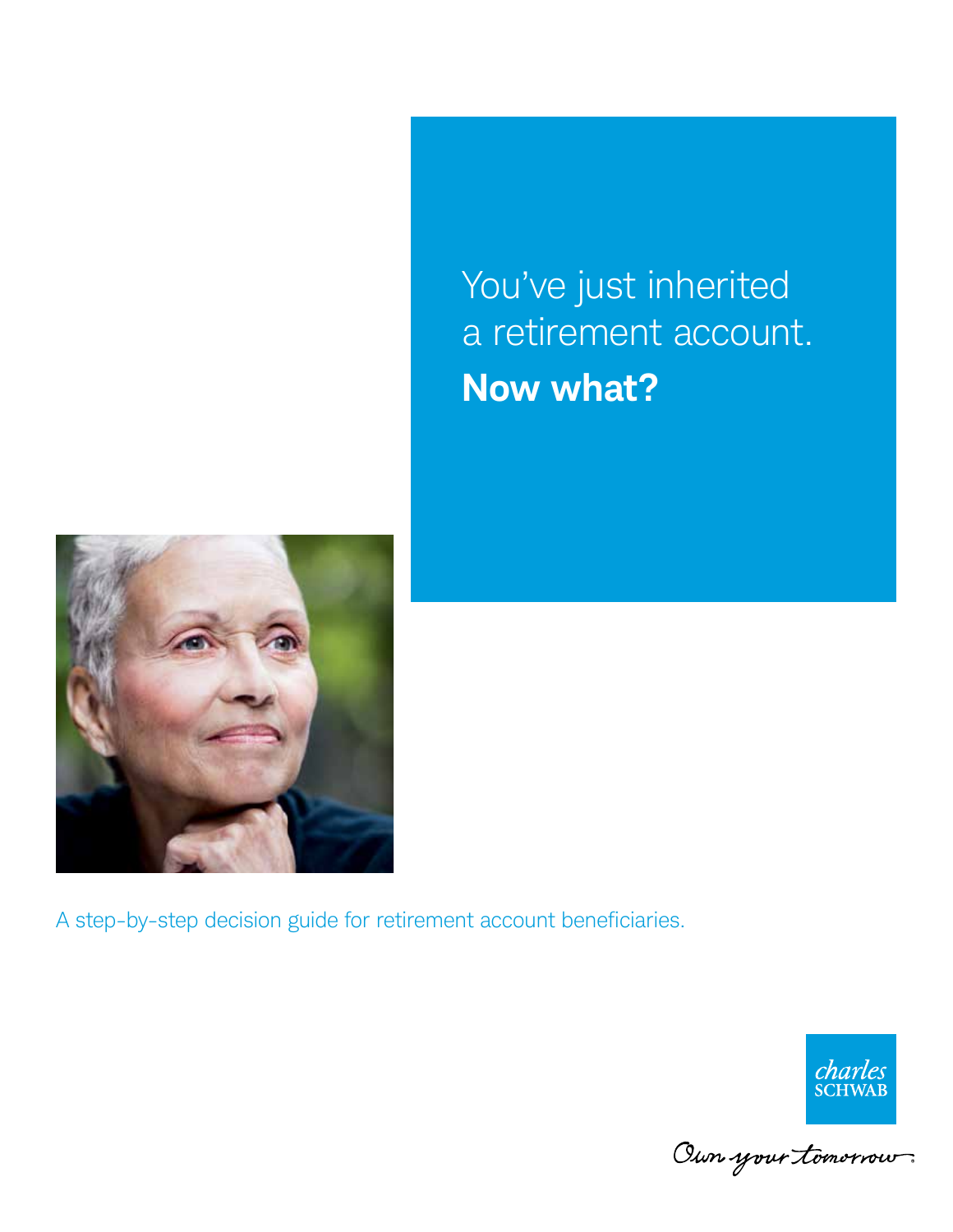# You've just inherited a retirement account. **Now what?**

A step-by-step decision guide for retirement account beneficiaries.

charles SCHWAB

Own your tomorrow.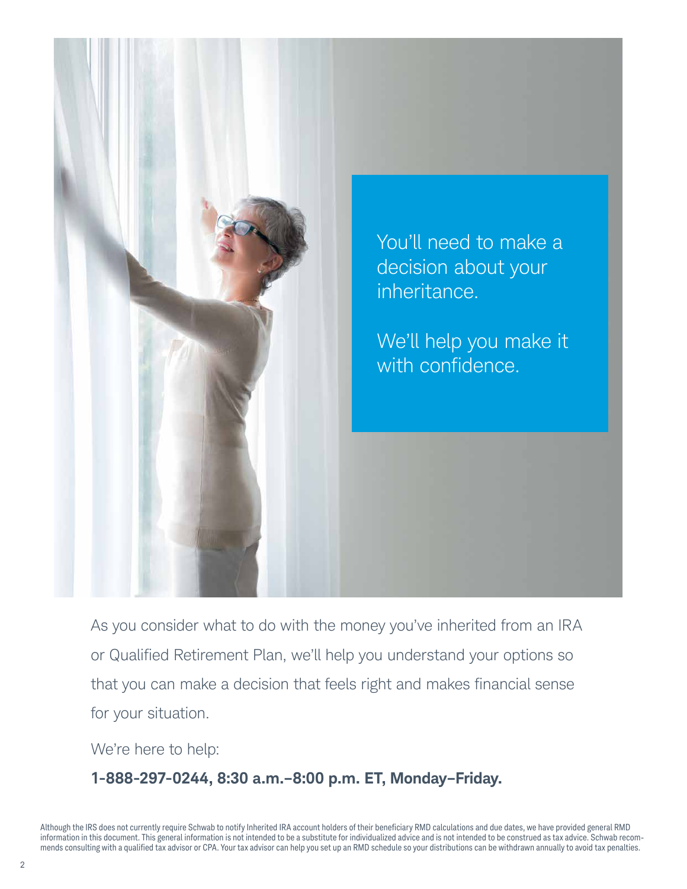You'll need to make a decision about your inheritance.

We'll help you make it with confidence.

As you consider what to do with the money you've inherited from an IRA or Qualified Retirement Plan, we'll help you understand your options so that you can make a decision that feels right and makes financial sense for your situation.

We're here to help:

**1-888-297-0244, 8:30 a.m.–8:00 p.m. ET, Monday–Friday.**

Although the IRS does not currently require Schwab to notify Inherited IRA account holders of their beneficiary RMD calculations and due dates, we have provided general RMD information in this document. This general information is not intended to be a substitute for individualized advice and is not intended to be construed as tax advice. Schwab recommends consulting with a qualified tax advisor or CPA. Your tax advisor can help you set up an RMD schedule so your distributions can be withdrawn annually to avoid tax penalties.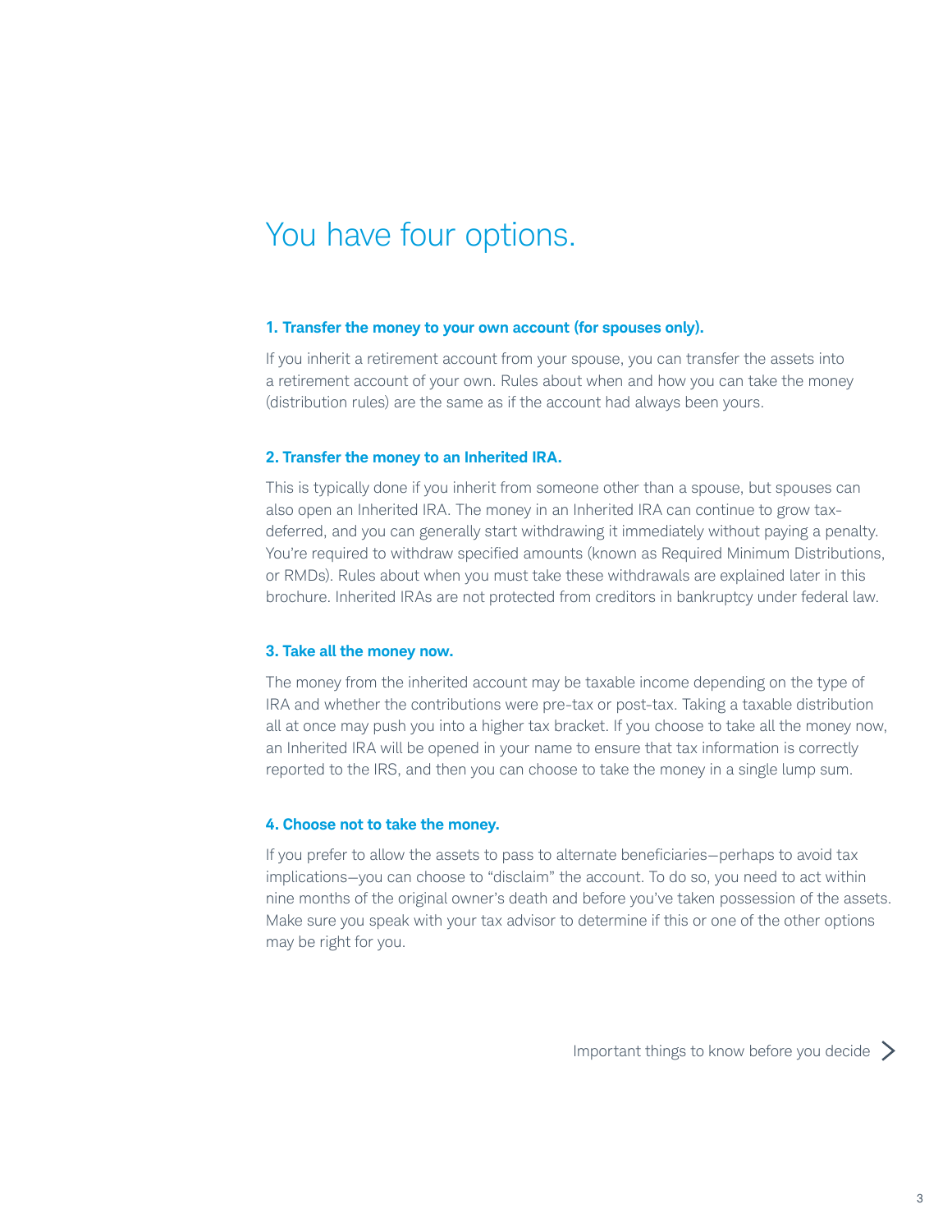# You have four options.

### 1. Transfer the money to your own account (for spouses only).

If you inherit a retirement account from your spouse, you can transfer the assets into a retirement account of your own. Rules about when and how you can take the money (distribution rules) are the same as if the account had always been yours.

### 2. Transfer the money to an Inherited IRA.

This is typically done if you inherit from someone other than a spouse, but spouses can also open an Inherited IRA. The money in an Inherited IRA can continue to grow tax-deferred, and you can generally start withdrawing it immediately without paying a penalty. You're required to withdraw specified amounts (known as Required Minimum Distributions, or RMDs). Rules about when you must take these withdrawals are explained later in this brochure. Inherited IRAs are not protected from creditors in bankruptcy under federal law.

### 3. Take all the money now.

The money from the inherited account may be taxable income depending on the type of IRA and whether the contributions were pre-tax or post-tax. Taking a taxable distribution all at once may push you into a higher tax bracket. If you choose to take all the money now, an Inherited IRA will be opened in your name to ensure that tax information is correctly reported to the IRS, and then you can choose to take the money in a single lump sum.

### 4. Choose not to take the money.

If you prefer to allow the assets to pass to alternate beneficiaries—perhaps to avoid tax implications—you can choose to "disclaim" the account. To do so, you need to act within nine months of the original owner's death and before you've taken possession of the assets. Make sure you speak with your tax advisor to determine if this or one of the other options may be right for you.

Important things to know before you decide >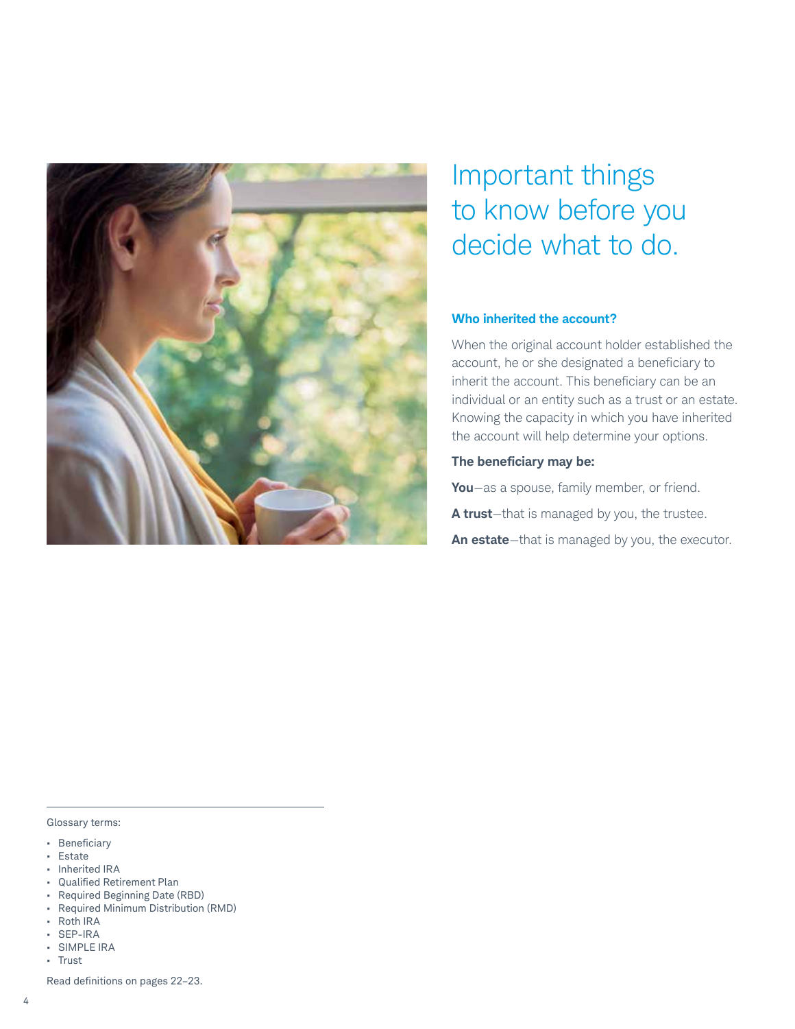# Important things to know before you decide what to do.

### Who inherited the account?

When the original account holder established the account, he or she designated a beneficiary to inherit the account. This beneficiary can be an individual or an entity such as a trust or an estate. Knowing the capacity in which you have inherited the account will help determine your options.

**The beneficiary may be:**

**You**—as a spouse, family member, or friend.

**A trust**—that is managed by you, the trustee.

**An estate**—that is managed by you, the executor.

---

Glossary terms:

- Beneficiary
- Estate
- Inherited IRA
- Qualified Retirement Plan
- Required Beginning Date (RBD)
- Required Minimum Distribution (RMD)
- Roth IRA
- SEP-IRA
- SIMPLE IRA
- Trust

Read definitions on pages 22–23.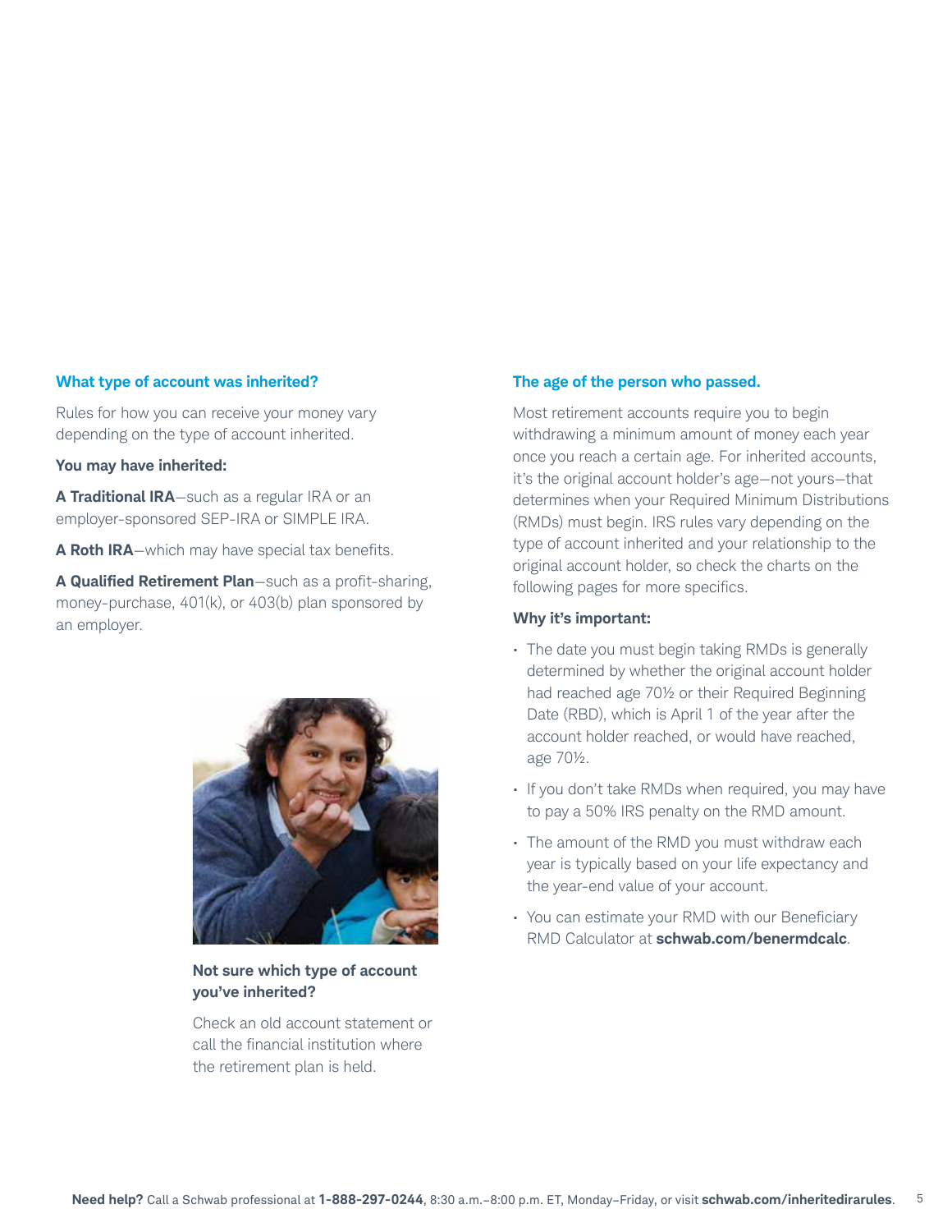### What type of account was inherited?

Rules for how you can receive your money vary depending on the type of account inherited.

**You may have inherited:**

**A Traditional IRA**—such as a regular IRA or an employer-sponsored SEP-IRA or SIMPLE IRA.

**A Roth IRA**—which may have special tax benefits.

**A Qualified Retirement Plan**—such as a profit-sharing, money-purchase, 401(k), or 403(b) plan sponsored by an employer.

**Not sure which type of account you've inherited?**

Check an old account statement or call the financial institution where the retirement plan is held.

### The age of the person who passed.

Most retirement accounts require you to begin withdrawing a minimum amount of money each year once you reach a certain age. For inherited accounts, it's the original account holder's age—not yours—that determines when your Required Minimum Distributions (RMDs) must begin. IRS rules vary depending on the type of account inherited and your relationship to the original account holder, so check the charts on the following pages for more specifics.

**Why it's important:**

- The date you must begin taking RMDs is generally determined by whether the original account holder had reached age 70½ or their Required Beginning Date (RBD), which is April 1 of the year after the account holder reached, or would have reached, age 70½.
- If you don't take RMDs when required, you may have to pay a 50% IRS penalty on the RMD amount.
- The amount of the RMD you must withdraw each year is typically based on your life expectancy and the year-end value of your account.
- You can estimate your RMD with our Beneficiary RMD Calculator at **schwab.com/benermdcalc**.

**Need help?** Call a Schwab professional at **1-888-297-0244**, 8:30 a.m.–8:00 p.m. ET, Monday–Friday, or visit **schwab.com/inheritedirarules**.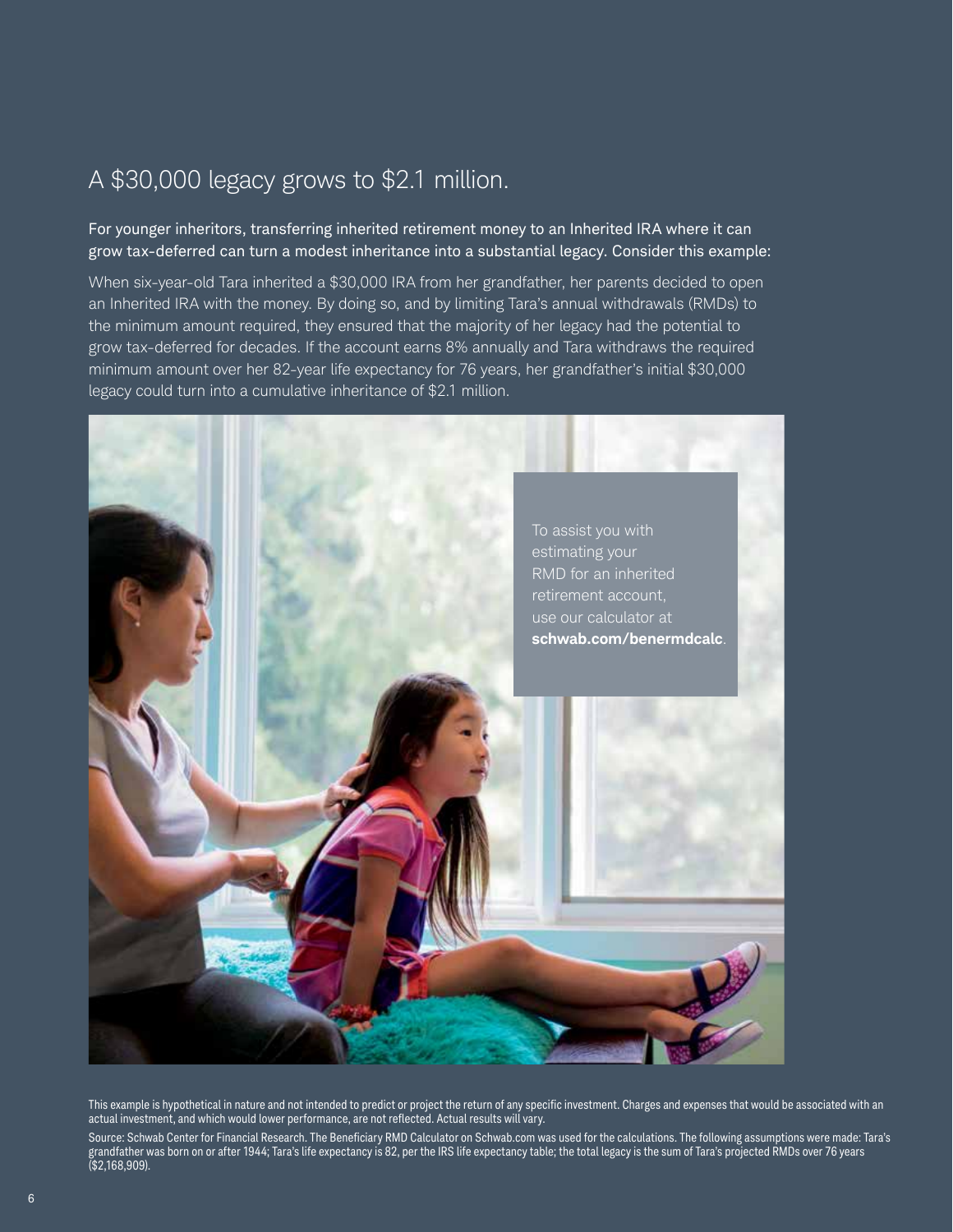# A $30,000 legacy grows to $2.1 million.

For younger inheritors, transferring inherited retirement money to an Inherited IRA where it can grow tax-deferred can turn a modest inheritance into a substantial legacy. Consider this example:

When six-year-old Tara inherited a $30,000 IRA from her grandfather, her parents decided to open an Inherited IRA with the money. By doing so, and by limiting Tara's annual withdrawals (RMDs) to the minimum amount required, they ensured that the majority of her legacy had the potential to grow tax-deferred for decades. If the account earns 8% annually and Tara withdraws the required minimum amount over her 82-year life expectancy for 76 years, her grandfather's initial $30,000 legacy could turn into a cumulative inheritance of $2.1 million.

To assist you with estimating your RMD for an inherited retirement account, use our calculator at **schwab.com/benermdcalc**.

This example is hypothetical in nature and not intended to predict or project the return of any specific investment. Charges and expenses that would be associated with an actual investment, and which would lower performance, are not reflected. Actual results will vary.

Source: Schwab Center for Financial Research. The Beneficiary RMD Calculator on Schwab.com was used for the calculations. The following assumptions were made: Tara's grandfather was born on or after 1944; Tara's life expectancy is 82, per the IRS life expectancy table; the total legacy is the sum of Tara's projected RMDs over 76 years ($2,168,909).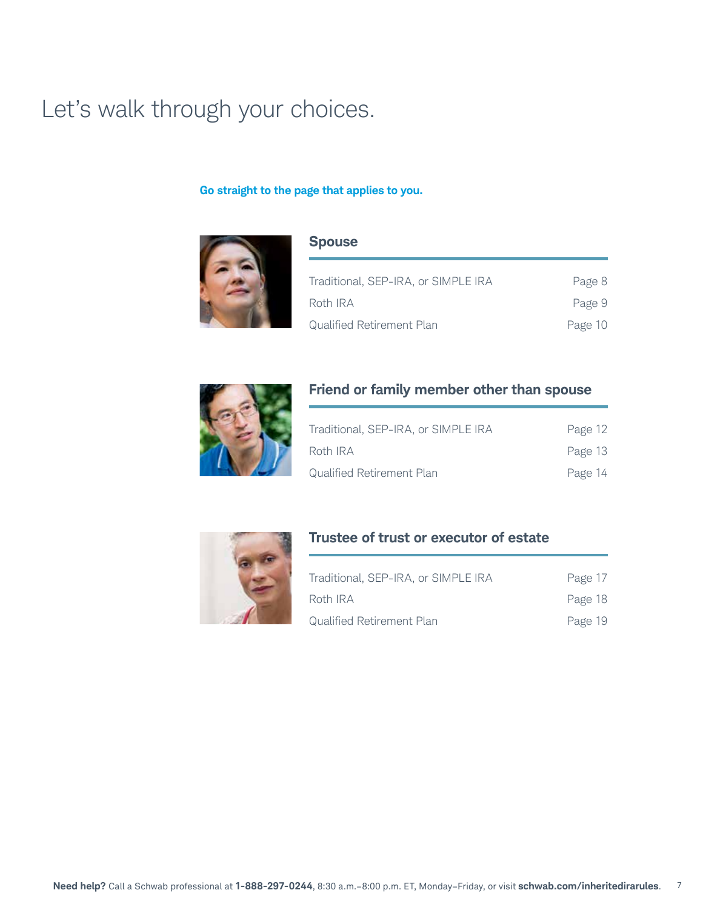# Let's walk through your choices.

**Go straight to the page that applies to you.**

## Spouse

| | |
|---|---|
| Traditional, SEP-IRA, or SIMPLE IRA | Page 8 |
| Roth IRA | Page 9 |
| Qualified Retirement Plan | Page 10 |

## Friend or family member other than spouse

| | |
|---|---|
| Traditional, SEP-IRA, or SIMPLE IRA | Page 12 |
| Roth IRA | Page 13 |
| Qualified Retirement Plan | Page 14 |

## Trustee of trust or executor of estate

| | |
|---|---|
| Traditional, SEP-IRA, or SIMPLE IRA | Page 17 |
| Roth IRA | Page 18 |
| Qualified Retirement Plan | Page 19 |

**Need help?** Call a Schwab professional at **1-888-297-0244**, 8:30 a.m.–8:00 p.m. ET, Monday–Friday, or visit **schwab.com/inheritedirarules**.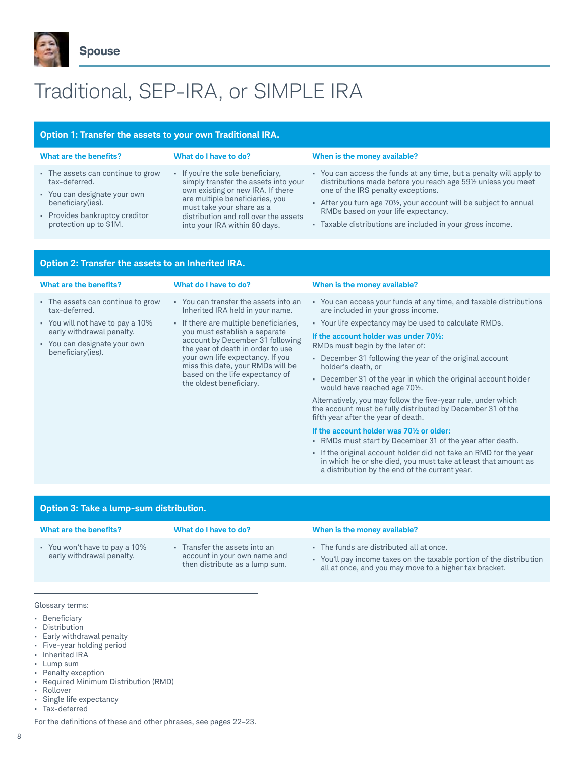## Spouse

# Traditional, SEP-IRA, or SIMPLE IRA

### Option 1: Transfer the assets to your own Traditional IRA.

**What are the benefits?**

- The assets can continue to grow tax-deferred.
- You can designate your own beneficiary(ies).
- Provides bankruptcy creditor protection up to $1M.

**What do I have to do?**

- If you're the sole beneficiary, simply transfer the assets into your own existing or new IRA. If there are multiple beneficiaries, you must take your share as a distribution and roll over the assets into your IRA within 60 days.

**When is the money available?**

- You can access the funds at any time, but a penalty will apply to distributions made before you reach age 59½ unless you meet one of the IRS penalty exceptions.
- After you turn age 70½, your account will be subject to annual RMDs based on your life expectancy.
- Taxable distributions are included in your gross income.

### Option 2: Transfer the assets to an Inherited IRA.

**What are the benefits?**

- The assets can continue to grow tax-deferred.
- You will not have to pay a 10% early withdrawal penalty.
- You can designate your own beneficiary(ies).

**What do I have to do?**

- You can transfer the assets into an Inherited IRA held in your name.
- If there are multiple beneficiaries, you must establish a separate account by December 31 following the year of death in order to use your own life expectancy. If you miss this date, your RMDs will be based on the life expectancy of the oldest beneficiary.

**When is the money available?**

- You can access your funds at any time, and taxable distributions are included in your gross income.
- Your life expectancy may be used to calculate RMDs.

**If the account holder was under 70½:**
RMDs must begin by the later of:

- December 31 following the year of the original account holder's death, or
- December 31 of the year in which the original account holder would have reached age 70½.

Alternatively, you may follow the five-year rule, under which the account must be fully distributed by December 31 of the fifth year after the year of death.

**If the account holder was 70½ or older:**

- RMDs must start by December 31 of the year after death.
- If the original account holder did not take an RMD for the year in which he or she died, you must take at least that amount as a distribution by the end of the current year.

### Option 3: Take a lump-sum distribution.

**What are the benefits?**

- You won't have to pay a 10% early withdrawal penalty.

**What do I have to do?**

- Transfer the assets into an account in your own name and then distribute as a lump sum.

**When is the money available?**

- The funds are distributed all at once.
- You'll pay income taxes on the taxable portion of the distribution all at once, and you may move to a higher tax bracket.

---

Glossary terms:

- Beneficiary
- Distribution
- Early withdrawal penalty
- Five-year holding period
- Inherited IRA
- Lump sum
- Penalty exception
- Required Minimum Distribution (RMD)
- Rollover
- Single life expectancy
- Tax-deferred

For the definitions of these and other phrases, see pages 22–23.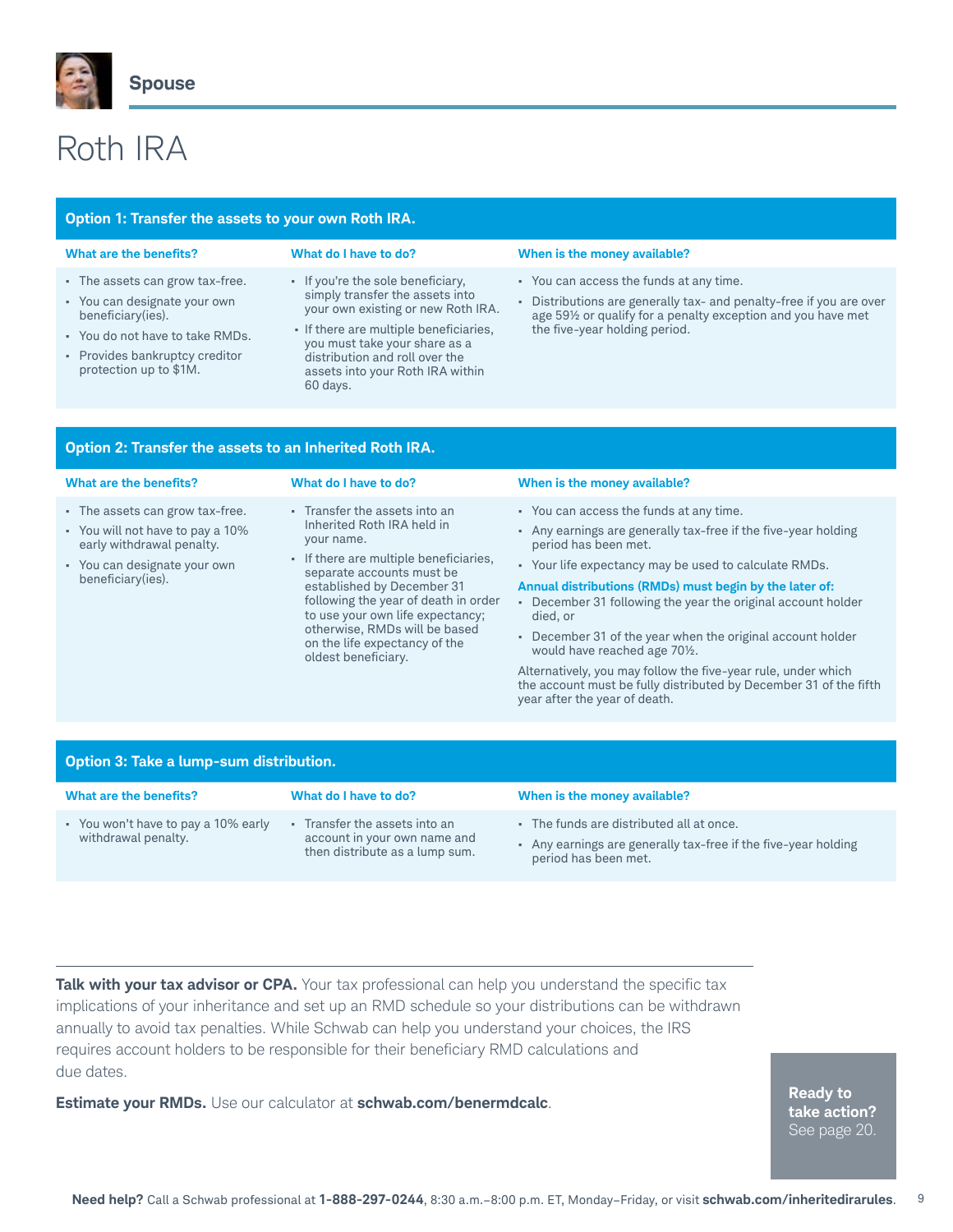## Spouse

# Roth IRA

### Option 1: Transfer the assets to your own Roth IRA.

| What are the benefits? | What do I have to do? | When is the money available? |
| --- | --- | --- |
| • The assets can grow tax-free.<br>• You can designate your own beneficiary(ies).<br>• You do not have to take RMDs.<br>• Provides bankruptcy creditor protection up to $1M. | • If you're the sole beneficiary, simply transfer the assets into your own existing or new Roth IRA.<br>• If there are multiple beneficiaries, you must take your share as a distribution and roll over the assets into your Roth IRA within 60 days. | • You can access the funds at any time.<br>• Distributions are generally tax- and penalty-free if you are over age 59½ or qualify for a penalty exception and you have met the five-year holding period. |

### Option 2: Transfer the assets to an Inherited Roth IRA.

| What are the benefits? | What do I have to do? | When is the money available? |
| --- | --- | --- |
| • The assets can grow tax-free.<br>• You will not have to pay a 10% early withdrawal penalty.<br>• You can designate your own beneficiary(ies). | • Transfer the assets into an Inherited Roth IRA held in your name.<br>• If there are multiple beneficiaries, separate accounts must be established by December 31 following the year of death in order to use your own life expectancy; otherwise, RMDs will be based on the life expectancy of the oldest beneficiary. | • You can access the funds at any time.<br>• Any earnings are generally tax-free if the five-year holding period has been met.<br>• Your life expectancy may be used to calculate RMDs.<br>**Annual distributions (RMDs) must begin by the later of:**<br>• December 31 following the year the original account holder died, or<br>• December 31 of the year when the original account holder would have reached age 70½.<br>Alternatively, you may follow the five-year rule, under which the account must be fully distributed by December 31 of the fifth year after the year of death. |

### Option 3: Take a lump-sum distribution.

| What are the benefits? | What do I have to do? | When is the money available? |
| --- | --- | --- |
| • You won't have to pay a 10% early withdrawal penalty. | • Transfer the assets into an account in your own name and then distribute as a lump sum. | • The funds are distributed all at once.<br>• Any earnings are generally tax-free if the five-year holding period has been met. |

**Talk with your tax advisor or CPA.** Your tax professional can help you understand the specific tax implications of your inheritance and set up an RMD schedule so your distributions can be withdrawn annually to avoid tax penalties. While Schwab can help you understand your choices, the IRS requires account holders to be responsible for their beneficiary RMD calculations and due dates.

**Estimate your RMDs.** Use our calculator at **schwab.com/benermdcalc**.

**Ready to take action?** See page 20.

**Need help?** Call a Schwab professional at **1-888-297-0244**, 8:30 a.m.–8:00 p.m. ET, Monday–Friday, or visit **schwab.com/inheritedirarules**.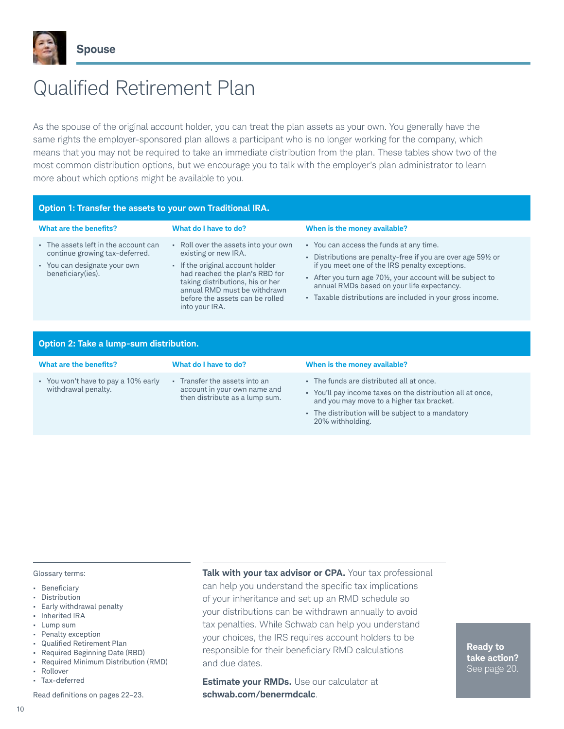Spouse

# Qualified Retirement Plan

As the spouse of the original account holder, you can treat the plan assets as your own. You generally have the same rights the employer-sponsored plan allows a participant who is no longer working for the company, which means that you may not be required to take an immediate distribution from the plan. These tables show two of the most common distribution options, but we encourage you to talk with the employer's plan administrator to learn more about which options might be available to you.

## Option 1: Transfer the assets to your own Traditional IRA.

| What are the benefits? | What do I have to do? | When is the money available? |
|---|---|---|
| • The assets left in the account can continue growing tax-deferred.<br>• You can designate your own beneficiary(ies). | • Roll over the assets into your own existing or new IRA.<br>• If the original account holder had reached the plan's RBD for taking distributions, his or her annual RMD must be withdrawn before the assets can be rolled into your IRA. | • You can access the funds at any time.<br>• Distributions are penalty-free if you are over age 59½ or if you meet one of the IRS penalty exceptions.<br>• After you turn age 70½, your account will be subject to annual RMDs based on your life expectancy.<br>• Taxable distributions are included in your gross income. |

## Option 2: Take a lump-sum distribution.

| What are the benefits? | What do I have to do? | When is the money available? |
|---|---|---|
| • You won't have to pay a 10% early withdrawal penalty. | • Transfer the assets into an account in your own name and then distribute as a lump sum. | • The funds are distributed all at once.<br>• You'll pay income taxes on the distribution all at once, and you may move to a higher tax bracket.<br>• The distribution will be subject to a mandatory 20% withholding. |

Glossary terms:

- Beneficiary
- Distribution
- Early withdrawal penalty
- Inherited IRA
- Lump sum
- Penalty exception
- Qualified Retirement Plan
- Required Beginning Date (RBD)
- Required Minimum Distribution (RMD)
- Rollover
- Tax-deferred

Read definitions on pages 22–23.

**Talk with your tax advisor or CPA.** Your tax professional can help you understand the specific tax implications of your inheritance and set up an RMD schedule so your distributions can be withdrawn annually to avoid tax penalties. While Schwab can help you understand your choices, the IRS requires account holders to be responsible for their beneficiary RMD calculations and due dates.

**Estimate your RMDs.** Use our calculator at **schwab.com/benermdcalc**.

**Ready to take action?** See page 20.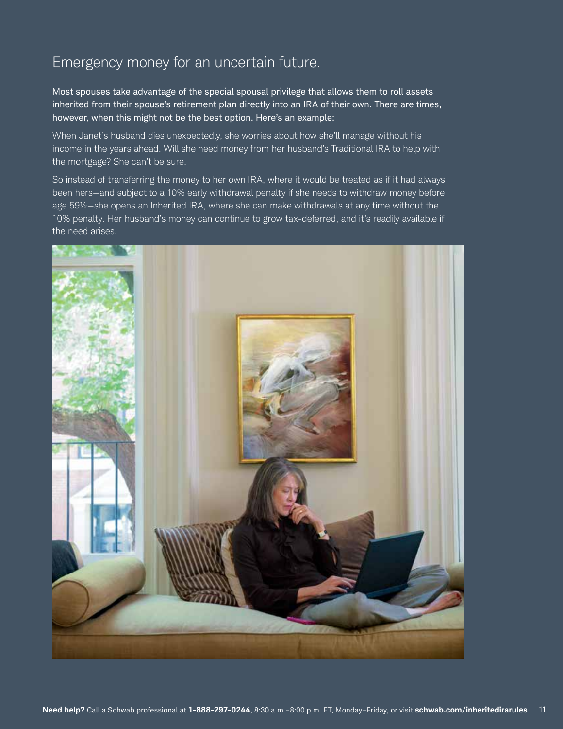# Emergency money for an uncertain future.

Most spouses take advantage of the special spousal privilege that allows them to roll assets inherited from their spouse's retirement plan directly into an IRA of their own. There are times, however, when this might not be the best option. Here's an example:

When Janet's husband dies unexpectedly, she worries about how she'll manage without his income in the years ahead. Will she need money from her husband's Traditional IRA to help with the mortgage? She can't be sure.

So instead of transferring the money to her own IRA, where it would be treated as if it had always been hers—and subject to a 10% early withdrawal penalty if she needs to withdraw money before age 59½—she opens an Inherited IRA, where she can make withdrawals at any time without the 10% penalty. Her husband's money can continue to grow tax-deferred, and it's readily available if the need arises.

**Need help?** Call a Schwab professional at **1-888-297-0244**, 8:30 a.m.–8:00 p.m. ET, Monday–Friday, or visit **schwab.com/inheritedirarules**.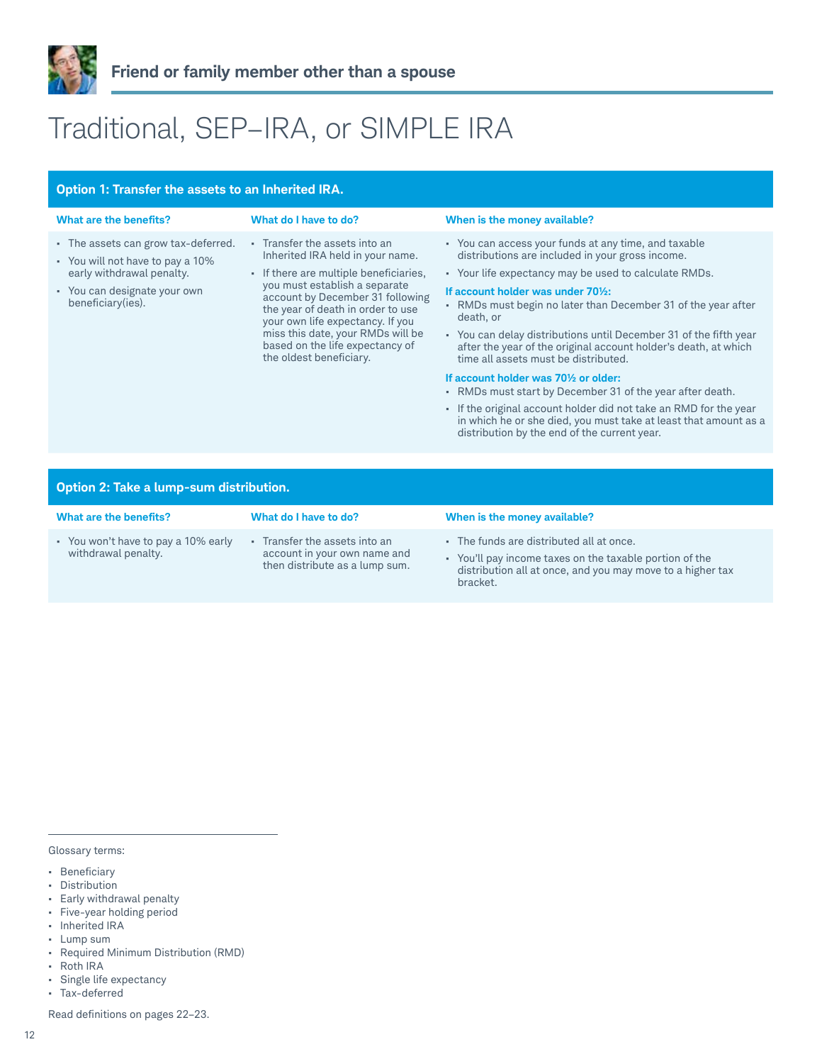## Friend or family member other than a spouse

# Traditional, SEP–IRA, or SIMPLE IRA

### Option 1: Transfer the assets to an Inherited IRA.

| What are the benefits? | What do I have to do? | When is the money available? |
|---|---|---|
| • The assets can grow tax-deferred.<br>• You will not have to pay a 10% early withdrawal penalty.<br>• You can designate your own beneficiary(ies). | • Transfer the assets into an Inherited IRA held in your name.<br>• If there are multiple beneficiaries, you must establish a separate account by December 31 following the year of death in order to use your own life expectancy. If you miss this date, your RMDs will be based on the life expectancy of the oldest beneficiary. | • You can access your funds at any time, and taxable distributions are included in your gross income.<br>• Your life expectancy may be used to calculate RMDs.<br>**If account holder was under 70½:**<br>• RMDs must begin no later than December 31 of the year after death, or<br>• You can delay distributions until December 31 of the fifth year after the year of the original account holder's death, at which time all assets must be distributed.<br>**If account holder was 70½ or older:**<br>• RMDs must start by December 31 of the year after death.<br>• If the original account holder did not take an RMD for the year in which he or she died, you must take at least that amount as a distribution by the end of the current year. |

### Option 2: Take a lump-sum distribution.

| What are the benefits? | What do I have to do? | When is the money available? |
|---|---|---|
| • You won't have to pay a 10% early withdrawal penalty. | • Transfer the assets into an account in your own name and then distribute as a lump sum. | • The funds are distributed all at once.<br>• You'll pay income taxes on the taxable portion of the distribution all at once, and you may move to a higher tax bracket. |

Glossary terms:

- Beneficiary
- Distribution
- Early withdrawal penalty
- Five-year holding period
- Inherited IRA
- Lump sum
- Required Minimum Distribution (RMD)
- Roth IRA
- Single life expectancy
- Tax-deferred

Read definitions on pages 22–23.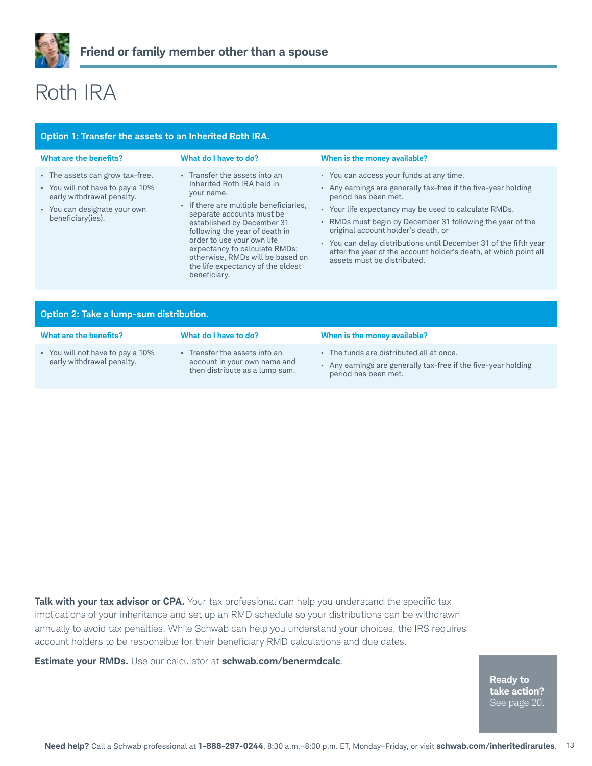## Friend or family member other than a spouse

# Roth IRA

### Option 1: Transfer the assets to an Inherited Roth IRA.

| What are the benefits? | What do I have to do? | When is the money available? |
|---|---|---|
| • The assets can grow tax-free.<br>• You will not have to pay a 10% early withdrawal penalty.<br>• You can designate your own beneficiary(ies). | • Transfer the assets into an Inherited Roth IRA held in your name.<br>• If there are multiple beneficiaries, separate accounts must be established by December 31 following the year of death in order to use your own life expectancy to calculate RMDs; otherwise, RMDs will be based on the life expectancy of the oldest beneficiary. | • You can access your funds at any time.<br>• Any earnings are generally tax-free if the five-year holding period has been met.<br>• Your life expectancy may be used to calculate RMDs.<br>• RMDs must begin by December 31 following the year of the original account holder's death, or<br>• You can delay distributions until December 31 of the fifth year after the year of the account holder's death, at which point all assets must be distributed. |

### Option 2: Take a lump-sum distribution.

| What are the benefits? | What do I have to do? | When is the money available? |
|---|---|---|
| • You will not have to pay a 10% early withdrawal penalty. | • Transfer the assets into an account in your own name and then distribute as a lump sum. | • The funds are distributed all at once.<br>• Any earnings are generally tax-free if the five-year holding period has been met. |

**Talk with your tax advisor or CPA.** Your tax professional can help you understand the specific tax implications of your inheritance and set up an RMD schedule so your distributions can be withdrawn annually to avoid tax penalties. While Schwab can help you understand your choices, the IRS requires account holders to be responsible for their beneficiary RMD calculations and due dates.

**Estimate your RMDs.** Use our calculator at **schwab.com/benermdcalc**.

**Ready to take action?** See page 20.

**Need help?** Call a Schwab professional at **1-888-297-0244**, 8:30 a.m.–8:00 p.m. ET, Monday–Friday, or visit **schwab.com/inheritedirarules**.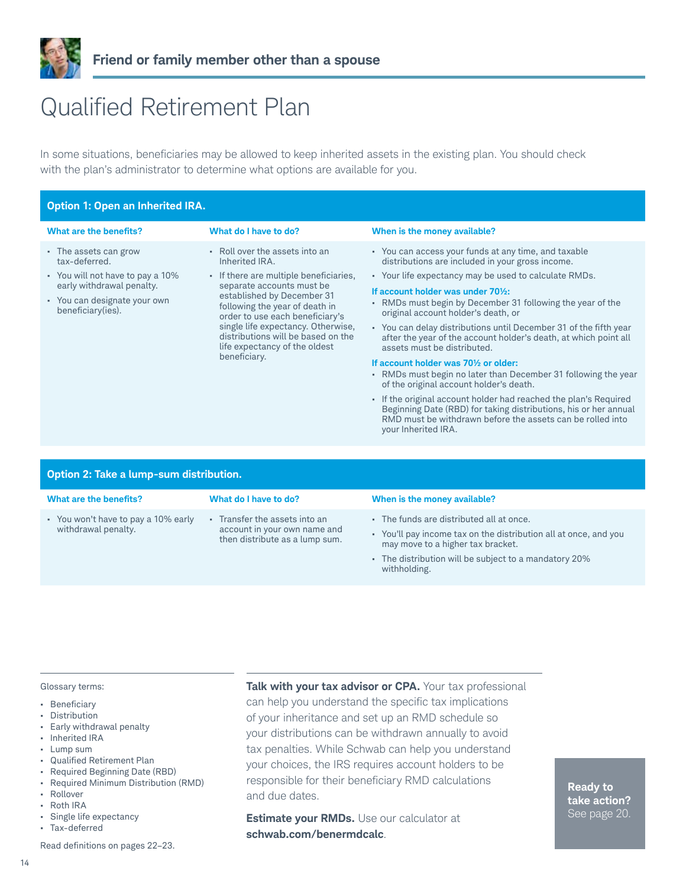## Friend or family member other than a spouse

# Qualified Retirement Plan

In some situations, beneficiaries may be allowed to keep inherited assets in the existing plan. You should check with the plan's administrator to determine what options are available for you.

### Option 1: Open an Inherited IRA.

| What are the benefits? | What do I have to do? | When is the money available? |
|---|---|---|
| • The assets can grow tax-deferred.<br>• You will not have to pay a 10% early withdrawal penalty.<br>• You can designate your own beneficiary(ies). | • Roll over the assets into an Inherited IRA.<br>• If there are multiple beneficiaries, separate accounts must be established by December 31 following the year of death in order to use each beneficiary's single life expectancy. Otherwise, distributions will be based on the life expectancy of the oldest beneficiary. | • You can access your funds at any time, and taxable distributions are included in your gross income.<br>• Your life expectancy may be used to calculate RMDs.<br>**If account holder was under 70½:**<br>• RMDs must begin by December 31 following the year of the original account holder's death, or<br>• You can delay distributions until December 31 of the fifth year after the year of the account holder's death, at which point all assets must be distributed.<br>**If account holder was 70½ or older:**<br>• RMDs must begin no later than December 31 following the year of the original account holder's death.<br>• If the original account holder had reached the plan's Required Beginning Date (RBD) for taking distributions, his or her annual RMD must be withdrawn before the assets can be rolled into your Inherited IRA. |

### Option 2: Take a lump-sum distribution.

| What are the benefits? | What do I have to do? | When is the money available? |
|---|---|---|
| • You won't have to pay a 10% early withdrawal penalty. | • Transfer the assets into an account in your own name and then distribute as a lump sum. | • The funds are distributed all at once.<br>• You'll pay income tax on the distribution all at once, and you may move to a higher tax bracket.<br>• The distribution will be subject to a mandatory 20% withholding. |

Glossary terms:

- Beneficiary
- Distribution
- Early withdrawal penalty
- Inherited IRA
- Lump sum
- Qualified Retirement Plan
- Required Beginning Date (RBD)
- Required Minimum Distribution (RMD)
- Rollover
- Roth IRA
- Single life expectancy
- Tax-deferred

Read definitions on pages 22–23.

**Talk with your tax advisor or CPA.** Your tax professional can help you understand the specific tax implications of your inheritance and set up an RMD schedule so your distributions can be withdrawn annually to avoid tax penalties. While Schwab can help you understand your choices, the IRS requires account holders to be responsible for their beneficiary RMD calculations and due dates.

**Estimate your RMDs.** Use our calculator at **schwab.com/benermdcalc**.

**Ready to take action?** See page 20.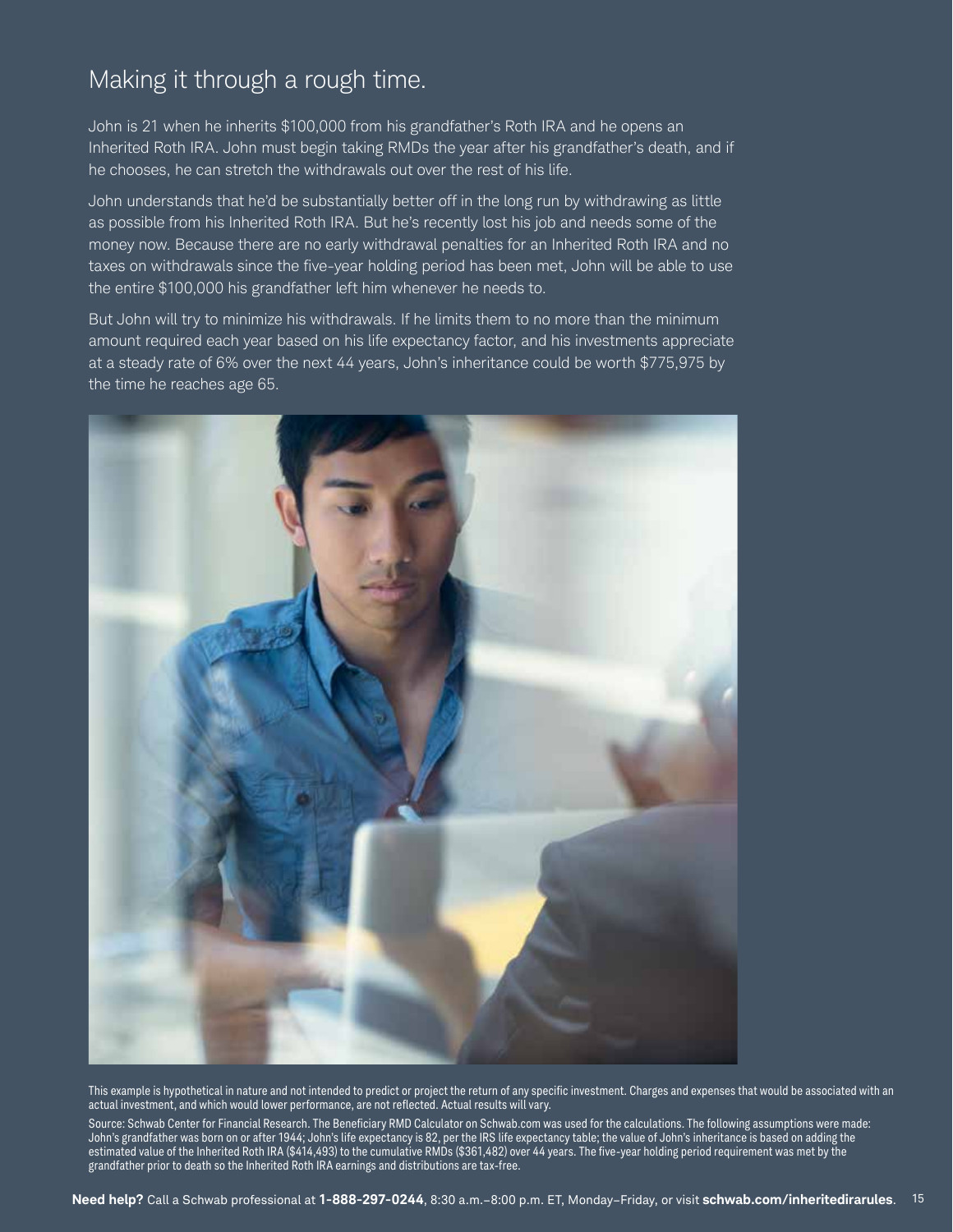## Making it through a rough time.

John is 21 when he inherits $100,000 from his grandfather's Roth IRA and he opens an Inherited Roth IRA. John must begin taking RMDs the year after his grandfather's death, and if he chooses, he can stretch the withdrawals out over the rest of his life.

John understands that he'd be substantially better off in the long run by withdrawing as little as possible from his Inherited Roth IRA. But he's recently lost his job and needs some of the money now. Because there are no early withdrawal penalties for an Inherited Roth IRA and no taxes on withdrawals since the five-year holding period has been met, John will be able to use the entire $100,000 his grandfather left him whenever he needs to.

But John will try to minimize his withdrawals. If he limits them to no more than the minimum amount required each year based on his life expectancy factor, and his investments appreciate at a steady rate of 6% over the next 44 years, John's inheritance could be worth $775,975 by the time he reaches age 65.

This example is hypothetical in nature and not intended to predict or project the return of any specific investment. Charges and expenses that would be associated with an actual investment, and which would lower performance, are not reflected. Actual results will vary.

Source: Schwab Center for Financial Research. The Beneficiary RMD Calculator on Schwab.com was used for the calculations. The following assumptions were made: John's grandfather was born on or after 1944; John's life expectancy is 82, per the IRS life expectancy table; the value of John's inheritance is based on adding the estimated value of the Inherited Roth IRA ($414,493) to the cumulative RMDs ($361,482) over 44 years. The five-year holding period requirement was met by the grandfather prior to death so the Inherited Roth IRA earnings and distributions are tax-free.

**Need help?** Call a Schwab professional at **1-888-297-0244**, 8:30 a.m.–8:00 p.m. ET, Monday–Friday, or visit **schwab.com/inheritedirarules**.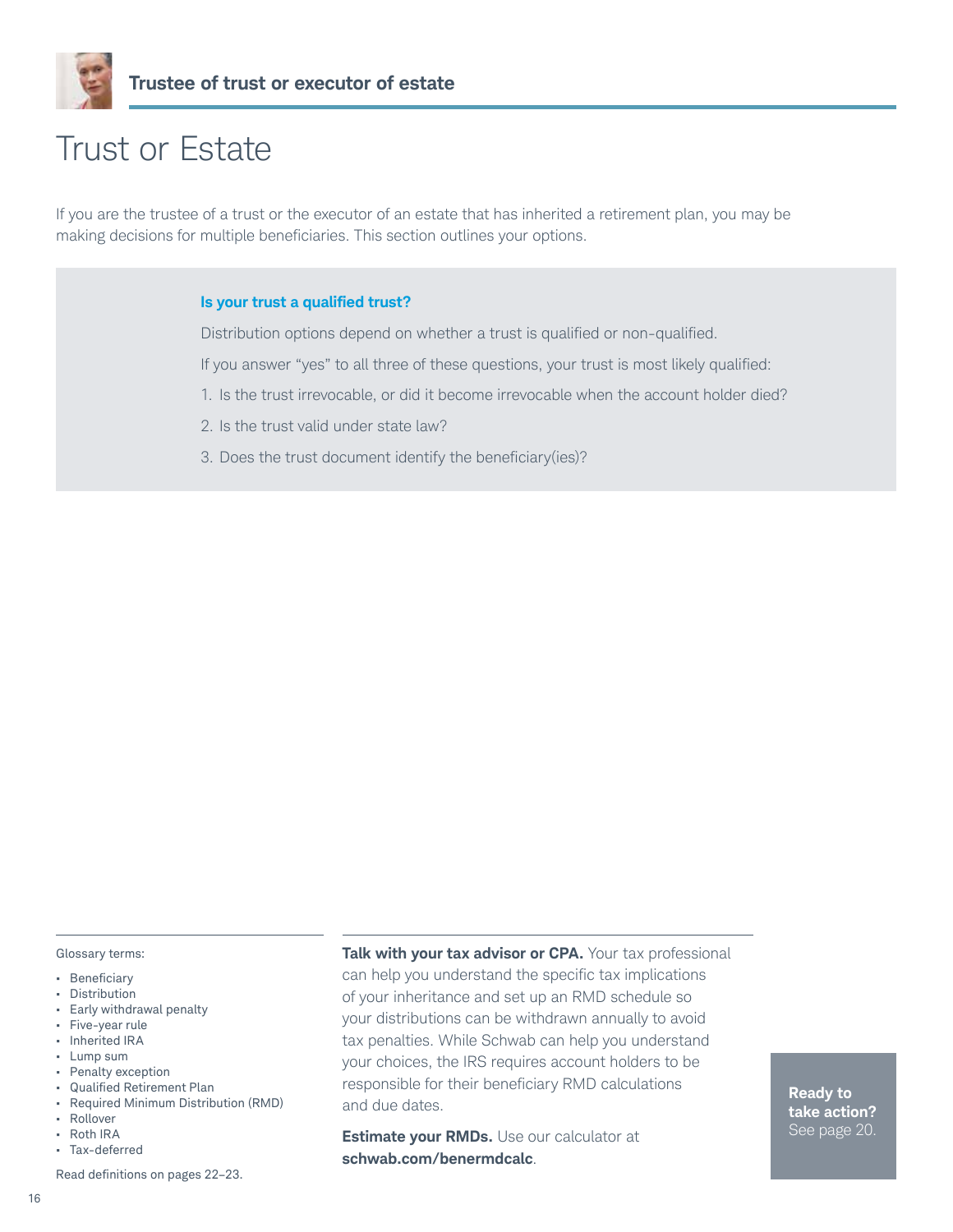## Trustee of trust or executor of estate

# Trust or Estate

If you are the trustee of a trust or the executor of an estate that has inherited a retirement plan, you may be making decisions for multiple beneficiaries. This section outlines your options.

### Is your trust a qualified trust?

Distribution options depend on whether a trust is qualified or non-qualified.

If you answer "yes" to all three of these questions, your trust is most likely qualified:

1. Is the trust irrevocable, or did it become irrevocable when the account holder died?
2. Is the trust valid under state law?
3. Does the trust document identify the beneficiary(ies)?

Glossary terms:

- Beneficiary
- Distribution
- Early withdrawal penalty
- Five-year rule
- Inherited IRA
- Lump sum
- Penalty exception
- Qualified Retirement Plan
- Required Minimum Distribution (RMD)
- Rollover
- Roth IRA
- Tax-deferred

Read definitions on pages 22–23.

**Talk with your tax advisor or CPA.** Your tax professional can help you understand the specific tax implications of your inheritance and set up an RMD schedule so your distributions can be withdrawn annually to avoid tax penalties. While Schwab can help you understand your choices, the IRS requires account holders to be responsible for their beneficiary RMD calculations and due dates.

**Estimate your RMDs.** Use our calculator at **schwab.com/benermdcalc**.

**Ready to take action?** See page 20.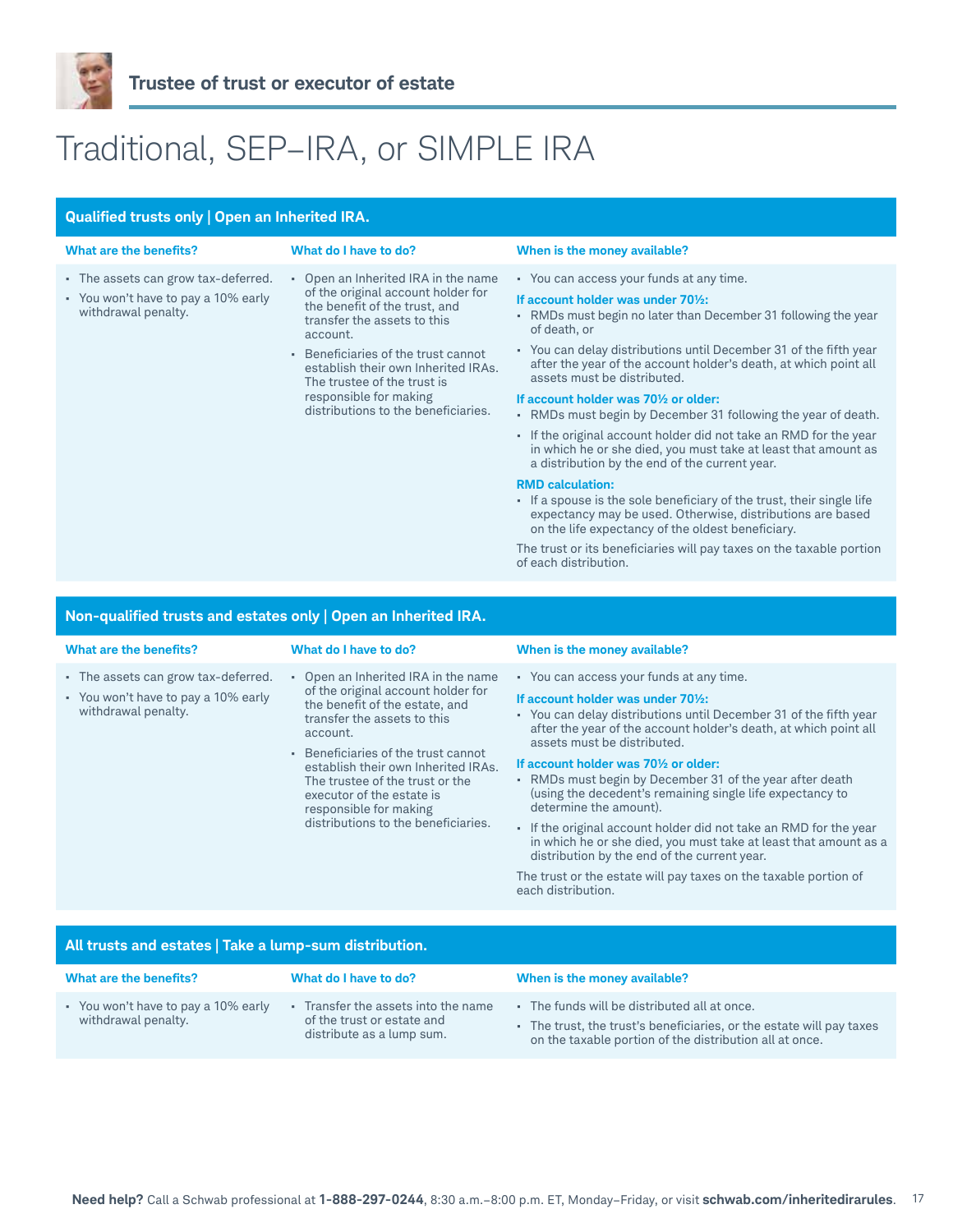## Trustee of trust or executor of estate

# Traditional, SEP–IRA, or SIMPLE IRA

### Qualified trusts only | Open an Inherited IRA.

**What are the benefits?**

- The assets can grow tax-deferred.
- You won't have to pay a 10% early withdrawal penalty.

**What do I have to do?**

- Open an Inherited IRA in the name of the original account holder for the benefit of the trust, and transfer the assets to this account.
- Beneficiaries of the trust cannot establish their own Inherited IRAs. The trustee of the trust is responsible for making distributions to the beneficiaries.

**When is the money available?**

- You can access your funds at any time.

**If account holder was under 70½:**

- RMDs must begin no later than December 31 following the year of death, or
- You can delay distributions until December 31 of the fifth year after the year of the account holder's death, at which point all assets must be distributed.

**If account holder was 70½ or older:**

- RMDs must begin by December 31 following the year of death.
- If the original account holder did not take an RMD for the year in which he or she died, you must take at least that amount as a distribution by the end of the current year.

**RMD calculation:**

- If a spouse is the sole beneficiary of the trust, their single life expectancy may be used. Otherwise, distributions are based on the life expectancy of the oldest beneficiary.

The trust or its beneficiaries will pay taxes on the taxable portion of each distribution.

### Non-qualified trusts and estates only | Open an Inherited IRA.

**What are the benefits?**

- The assets can grow tax-deferred.
- You won't have to pay a 10% early withdrawal penalty.

**What do I have to do?**

- Open an Inherited IRA in the name of the original account holder for the benefit of the estate, and transfer the assets to this account.
- Beneficiaries of the trust cannot establish their own Inherited IRAs. The trustee of the trust or the executor of the estate is responsible for making distributions to the beneficiaries.

**When is the money available?**

- You can access your funds at any time.

**If account holder was under 70½:**

- You can delay distributions until December 31 of the fifth year after the year of the account holder's death, at which point all assets must be distributed.

**If account holder was 70½ or older:**

- RMDs must begin by December 31 of the year after death (using the decedent's remaining single life expectancy to determine the amount).
- If the original account holder did not take an RMD for the year in which he or she died, you must take at least that amount as a distribution by the end of the current year.

The trust or the estate will pay taxes on the taxable portion of each distribution.

### All trusts and estates | Take a lump-sum distribution.

**What are the benefits?**

- You won't have to pay a 10% early withdrawal penalty.

**What do I have to do?**

- Transfer the assets into the name of the trust or estate and distribute as a lump sum.

**When is the money available?**

- The funds will be distributed all at once.
- The trust, the trust's beneficiaries, or the estate will pay taxes on the taxable portion of the distribution all at once.

**Need help?** Call a Schwab professional at **1-888-297-0244**, 8:30 a.m.–8:00 p.m. ET, Monday–Friday, or visit **schwab.com/inheritedirarules**.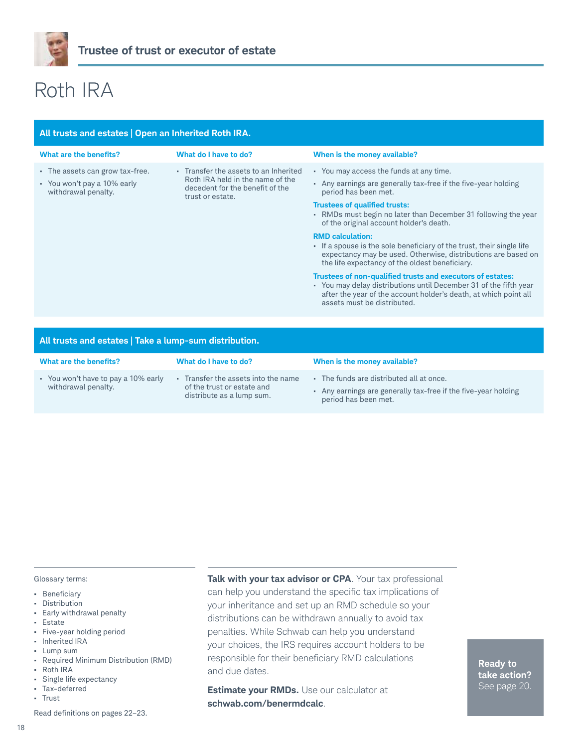## Trustee of trust or executor of estate

# Roth IRA

| All trusts and estates \| Open an Inherited Roth IRA. | | |
|---|---|---|
| **What are the benefits?** | **What do I have to do?** | **When is the money available?** |
| • The assets can grow tax-free.<br>• You won't pay a 10% early withdrawal penalty. | • Transfer the assets to an Inherited Roth IRA held in the name of the decedent for the benefit of the trust or estate. | • You may access the funds at any time.<br>• Any earnings are generally tax-free if the five-year holding period has been met.<br>**Trustees of qualified trusts:**<br>• RMDs must begin no later than December 31 following the year of the original account holder's death.<br>**RMD calculation:**<br>• If a spouse is the sole beneficiary of the trust, their single life expectancy may be used. Otherwise, distributions are based on the life expectancy of the oldest beneficiary.<br>**Trustees of non-qualified trusts and executors of estates:**<br>• You may delay distributions until December 31 of the fifth year after the year of the account holder's death, at which point all assets must be distributed. |

| All trusts and estates \| Take a lump-sum distribution. | | |
|---|---|---|
| **What are the benefits?** | **What do I have to do?** | **When is the money available?** |
| • You won't have to pay a 10% early withdrawal penalty. | • Transfer the assets into the name of the trust or estate and distribute as a lump sum. | • The funds are distributed all at once.<br>• Any earnings are generally tax-free if the five-year holding period has been met. |

Glossary terms:

- Beneficiary
- Distribution
- Early withdrawal penalty
- Estate
- Five-year holding period
- Inherited IRA
- Lump sum
- Required Minimum Distribution (RMD)
- Roth IRA
- Single life expectancy
- Tax-deferred
- Trust

Read definitions on pages 22–23.

**Talk with your tax advisor or CPA**. Your tax professional can help you understand the specific tax implications of your inheritance and set up an RMD schedule so your distributions can be withdrawn annually to avoid tax penalties. While Schwab can help you understand your choices, the IRS requires account holders to be responsible for their beneficiary RMD calculations and due dates.

**Estimate your RMDs.** Use our calculator at **schwab.com/benermdcalc**.

**Ready to take action?** See page 20.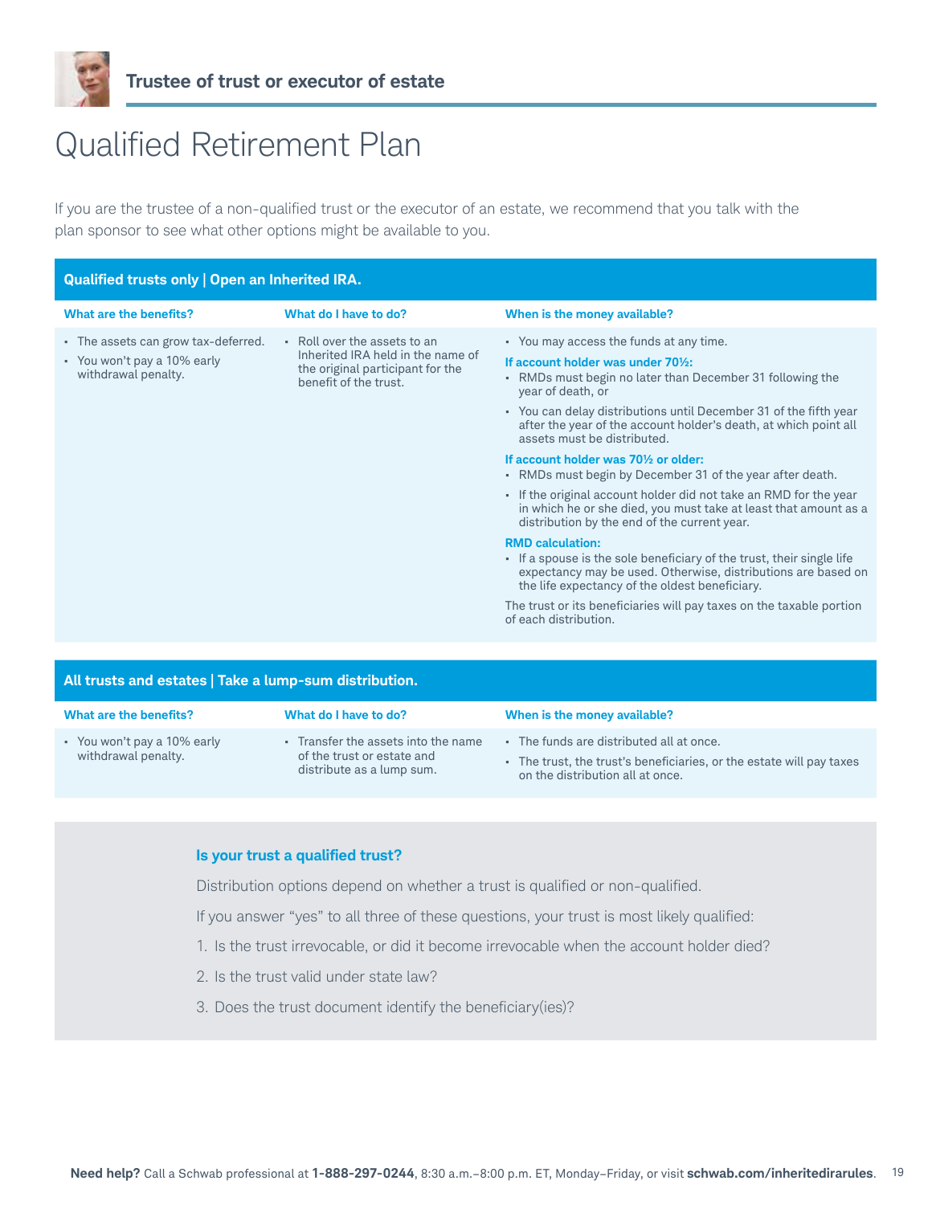## Trustee of trust or executor of estate

# Qualified Retirement Plan

If you are the trustee of a non-qualified trust or the executor of an estate, we recommend that you talk with the plan sponsor to see what other options might be available to you.

### Qualified trusts only | Open an Inherited IRA.

| What are the benefits? | What do I have to do? | When is the money available? |
| --- | --- | --- |
| • The assets can grow tax-deferred.<br>• You won't pay a 10% early withdrawal penalty. | • Roll over the assets to an Inherited IRA held in the name of the original participant for the benefit of the trust. | • You may access the funds at any time.<br>**If account holder was under 70½:**<br>• RMDs must begin no later than December 31 following the year of death, or<br>• You can delay distributions until December 31 of the fifth year after the year of the account holder's death, at which point all assets must be distributed.<br>**If account holder was 70½ or older:**<br>• RMDs must begin by December 31 of the year after death.<br>• If the original account holder did not take an RMD for the year in which he or she died, you must take at least that amount as a distribution by the end of the current year.<br>**RMD calculation:**<br>• If a spouse is the sole beneficiary of the trust, their single life expectancy may be used. Otherwise, distributions are based on the life expectancy of the oldest beneficiary.<br>The trust or its beneficiaries will pay taxes on the taxable portion of each distribution. |

### All trusts and estates | Take a lump-sum distribution.

| What are the benefits? | What do I have to do? | When is the money available? |
| --- | --- | --- |
| • You won't pay a 10% early withdrawal penalty. | • Transfer the assets into the name of the trust or estate and distribute as a lump sum. | • The funds are distributed all at once.<br>• The trust, the trust's beneficiaries, or the estate will pay taxes on the distribution all at once. |

### Is your trust a qualified trust?

Distribution options depend on whether a trust is qualified or non-qualified.

If you answer "yes" to all three of these questions, your trust is most likely qualified:

1. Is the trust irrevocable, or did it become irrevocable when the account holder died?
2. Is the trust valid under state law?
3. Does the trust document identify the beneficiary(ies)?

**Need help?** Call a Schwab professional at **1-888-297-0244**, 8:30 a.m.–8:00 p.m. ET, Monday–Friday, or visit **schwab.com/inheritedirarules**.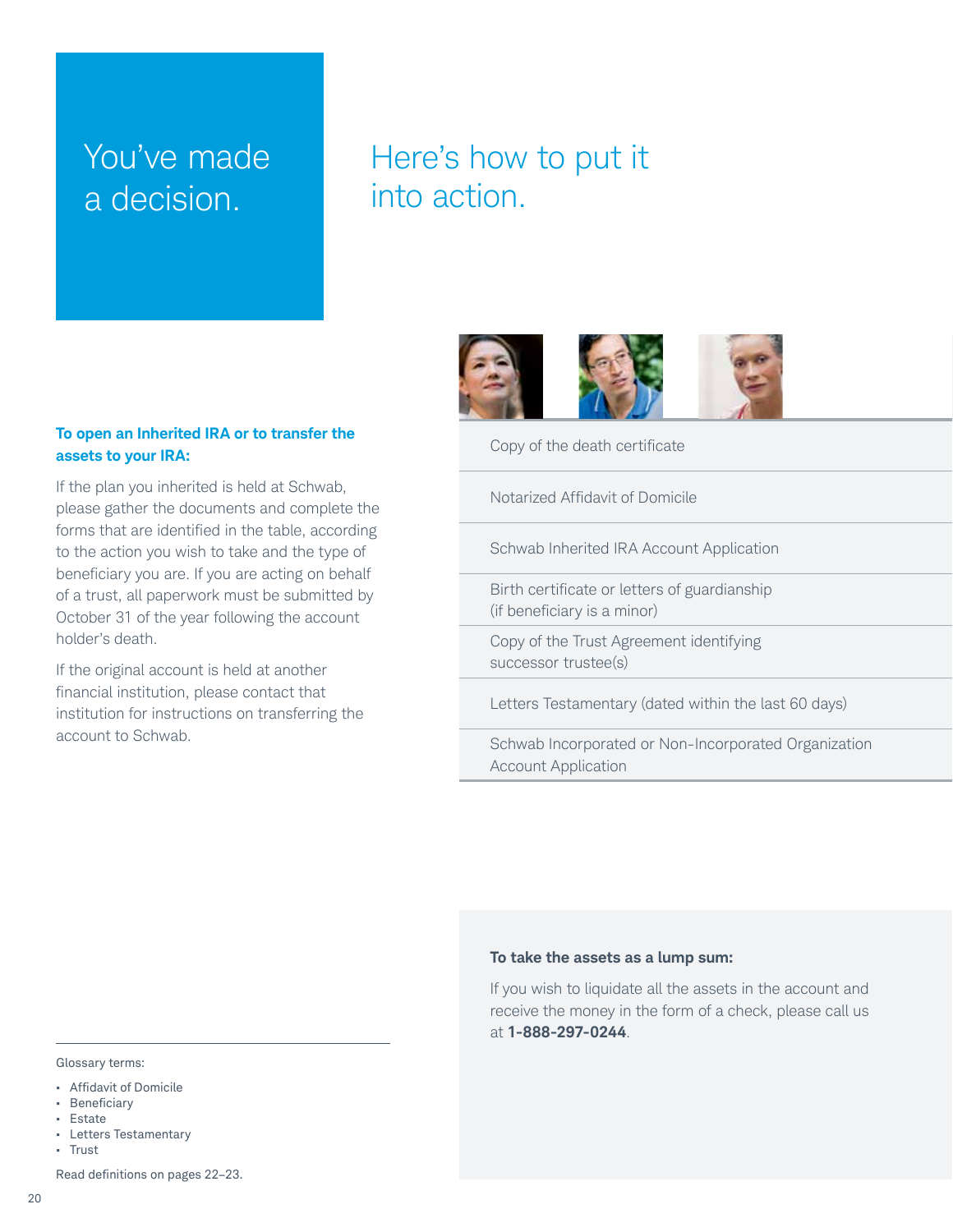# You've made a decision.

## Here's how to put it into action.

**To open an Inherited IRA or to transfer the assets to your IRA:**

If the plan you inherited is held at Schwab, please gather the documents and complete the forms that are identified in the table, according to the action you wish to take and the type of beneficiary you are. If you are acting on behalf of a trust, all paperwork must be submitted by October 31 of the year following the account holder's death.

If the original account is held at another financial institution, please contact that institution for instructions on transferring the account to Schwab.

| |
|---|
| Copy of the death certificate |
| Notarized Affidavit of Domicile |
| Schwab Inherited IRA Account Application |
| Birth certificate or letters of guardianship (if beneficiary is a minor) |
| Copy of the Trust Agreement identifying successor trustee(s) |
| Letters Testamentary (dated within the last 60 days) |
| Schwab Incorporated or Non-Incorporated Organization Account Application |

**To take the assets as a lump sum:**

If you wish to liquidate all the assets in the account and receive the money in the form of a check, please call us at **1-888-297-0244**.

---

Glossary terms:

- Affidavit of Domicile
- Beneficiary
- Estate
- Letters Testamentary
- Trust

Read definitions on pages 22–23.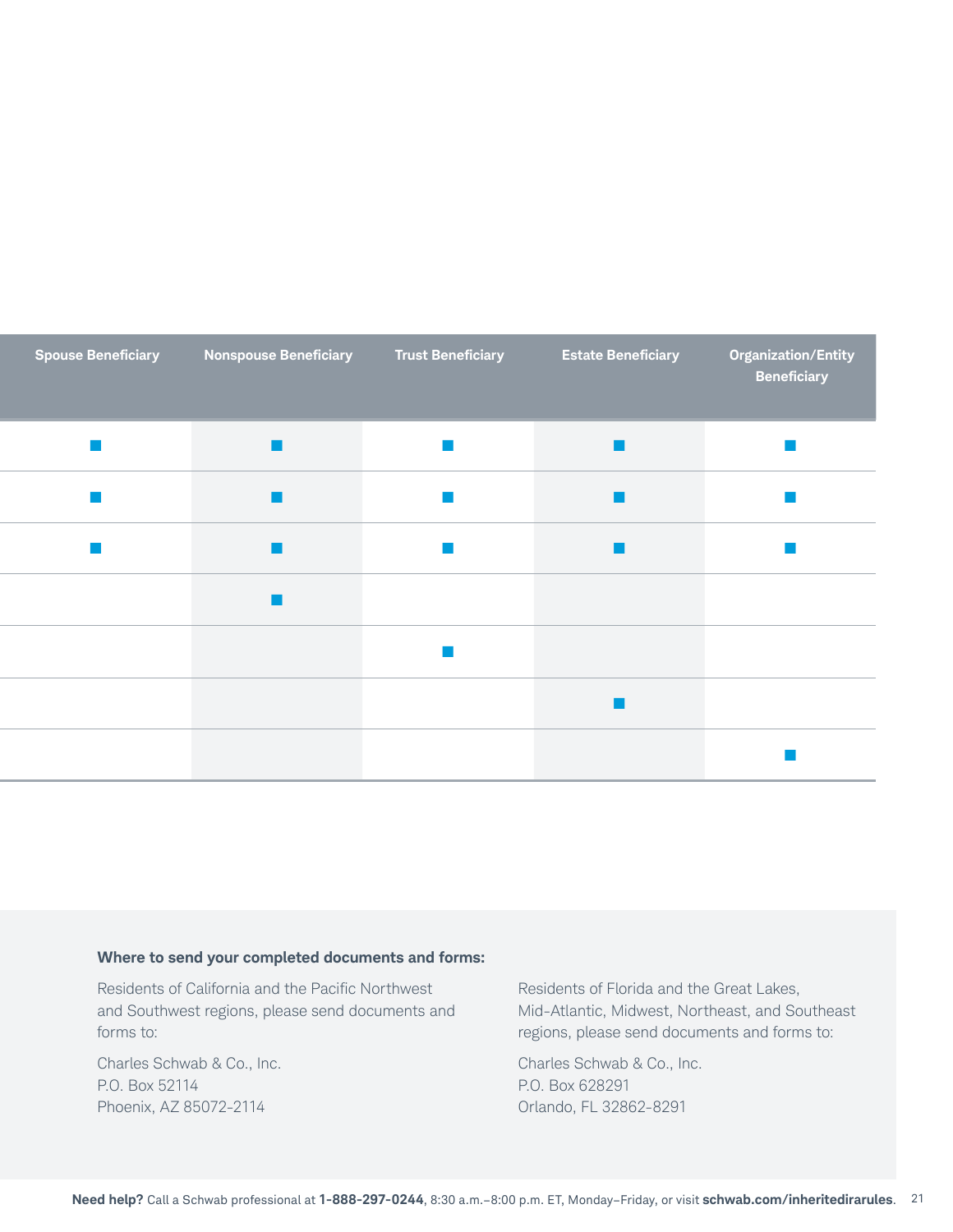| Spouse Beneficiary | Nonspouse Beneficiary | Trust Beneficiary | Estate Beneficiary | Organization/Entity Beneficiary |
|---|---|---|---|---|
| ■ | ■ | ■ | ■ | ■ |
| ■ | ■ | ■ | ■ | ■ |
| ■ | ■ | ■ | ■ | ■ |
| | ■ | | | |
| | | ■ | | |
| | | | ■ | |
| | | | | ■ |

**Where to send your completed documents and forms:**

Residents of California and the Pacific Northwest and Southwest regions, please send documents and forms to:

Charles Schwab & Co., Inc.
P.O. Box 52114
Phoenix, AZ 85072-2114

Residents of Florida and the Great Lakes, Mid-Atlantic, Midwest, Northeast, and Southeast regions, please send documents and forms to:

Charles Schwab & Co., Inc.
P.O. Box 628291
Orlando, FL 32862-8291

**Need help?** Call a Schwab professional at **1-888-297-0244**, 8:30 a.m.–8:00 p.m. ET, Monday–Friday, or visit **schwab.com/inheritedirarules**.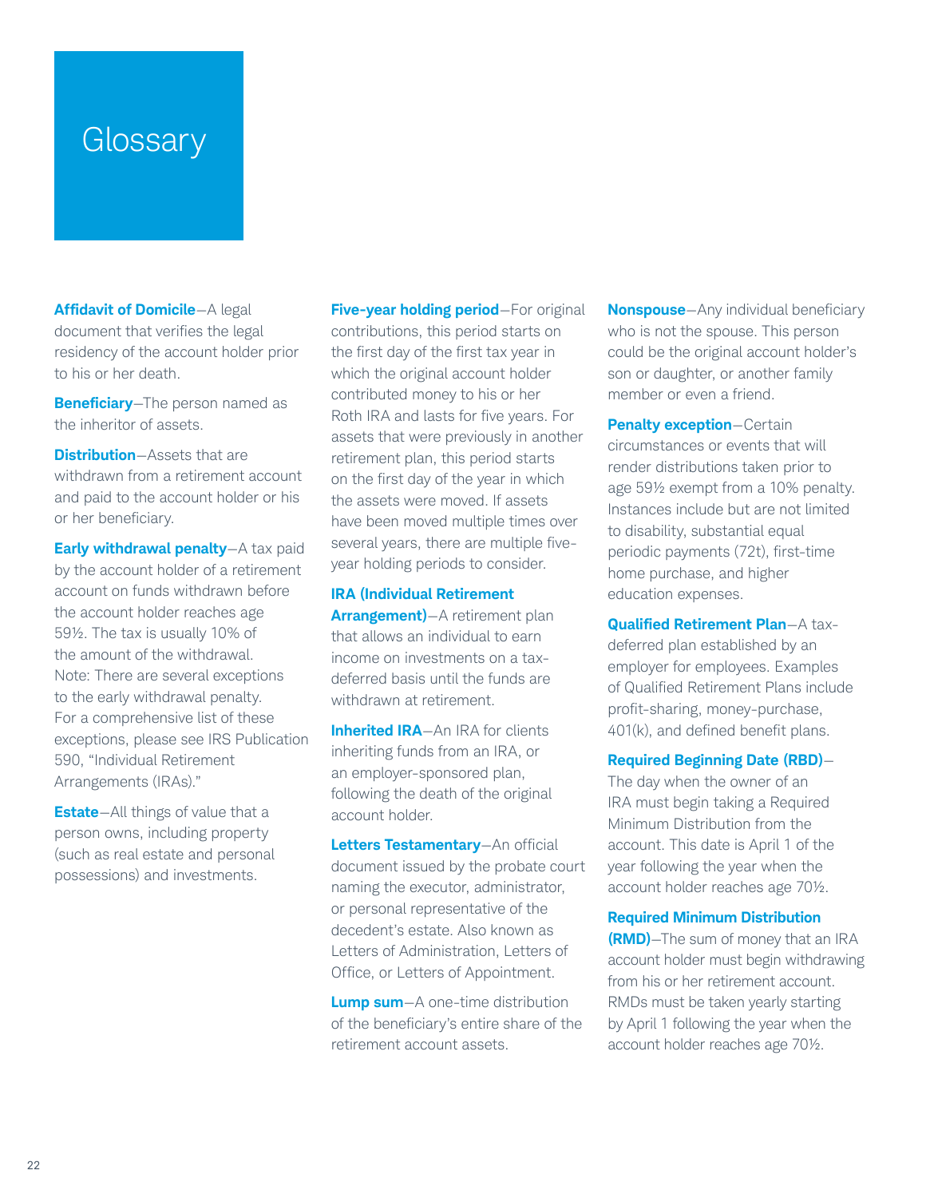# Glossary

**Affidavit of Domicile**—A legal document that verifies the legal residency of the account holder prior to his or her death.

**Beneficiary**—The person named as the inheritor of assets.

**Distribution**—Assets that are withdrawn from a retirement account and paid to the account holder or his or her beneficiary.

**Early withdrawal penalty**—A tax paid by the account holder of a retirement account on funds withdrawn before the account holder reaches age 59½. The tax is usually 10% of the amount of the withdrawal. Note: There are several exceptions to the early withdrawal penalty. For a comprehensive list of these exceptions, please see IRS Publication 590, "Individual Retirement Arrangements (IRAs)."

**Estate**—All things of value that a person owns, including property (such as real estate and personal possessions) and investments.

**Five-year holding period**—For original contributions, this period starts on the first day of the first tax year in which the original account holder contributed money to his or her Roth IRA and lasts for five years. For assets that were previously in another retirement plan, this period starts on the first day of the year in which the assets were moved. If assets have been moved multiple times over several years, there are multiple five-year holding periods to consider.

**IRA (Individual Retirement Arrangement)**—A retirement plan that allows an individual to earn income on investments on a tax-deferred basis until the funds are withdrawn at retirement.

**Inherited IRA**—An IRA for clients inheriting funds from an IRA, or an employer-sponsored plan, following the death of the original account holder.

**Letters Testamentary**—An official document issued by the probate court naming the executor, administrator, or personal representative of the decedent's estate. Also known as Letters of Administration, Letters of Office, or Letters of Appointment.

**Lump sum**—A one-time distribution of the beneficiary's entire share of the retirement account assets.

**Nonspouse**—Any individual beneficiary who is not the spouse. This person could be the original account holder's son or daughter, or another family member or even a friend.

**Penalty exception**—Certain circumstances or events that will render distributions taken prior to age 59½ exempt from a 10% penalty. Instances include but are not limited to disability, substantial equal periodic payments (72t), first-time home purchase, and higher education expenses.

**Qualified Retirement Plan**—A tax-deferred plan established by an employer for employees. Examples of Qualified Retirement Plans include profit-sharing, money-purchase, 401(k), and defined benefit plans.

**Required Beginning Date (RBD)**—The day when the owner of an IRA must begin taking a Required Minimum Distribution from the account. This date is April 1 of the year following the year when the account holder reaches age 70½.

**Required Minimum Distribution (RMD)**—The sum of money that an IRA account holder must begin withdrawing from his or her retirement account. RMDs must be taken yearly starting by April 1 following the year when the account holder reaches age 70½.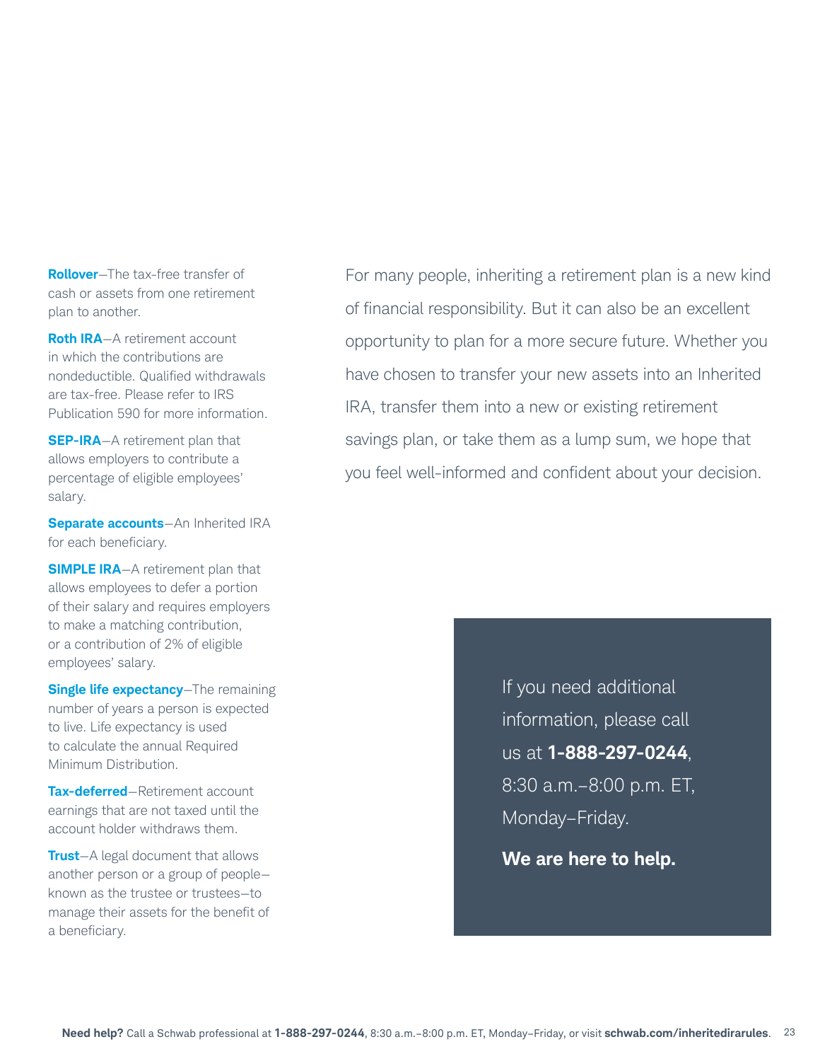**Rollover**—The tax-free transfer of cash or assets from one retirement plan to another.

**Roth IRA**—A retirement account in which the contributions are nondeductible. Qualified withdrawals are tax-free. Please refer to IRS Publication 590 for more information.

**SEP-IRA**—A retirement plan that allows employers to contribute a percentage of eligible employees' salary.

**Separate accounts**—An Inherited IRA for each beneficiary.

**SIMPLE IRA**—A retirement plan that allows employees to defer a portion of their salary and requires employers to make a matching contribution, or a contribution of 2% of eligible employees' salary.

**Single life expectancy**—The remaining number of years a person is expected to live. Life expectancy is used to calculate the annual Required Minimum Distribution.

**Tax-deferred**—Retirement account earnings that are not taxed until the account holder withdraws them.

**Trust**—A legal document that allows another person or a group of people—known as the trustee or trustees—to manage their assets for the benefit of a beneficiary.

For many people, inheriting a retirement plan is a new kind of financial responsibility. But it can also be an excellent opportunity to plan for a more secure future. Whether you have chosen to transfer your new assets into an Inherited IRA, transfer them into a new or existing retirement savings plan, or take them as a lump sum, we hope that you feel well-informed and confident about your decision.

If you need additional information, please call us at **1-888-297-0244**, 8:30 a.m.–8:00 p.m. ET, Monday–Friday.

**We are here to help.**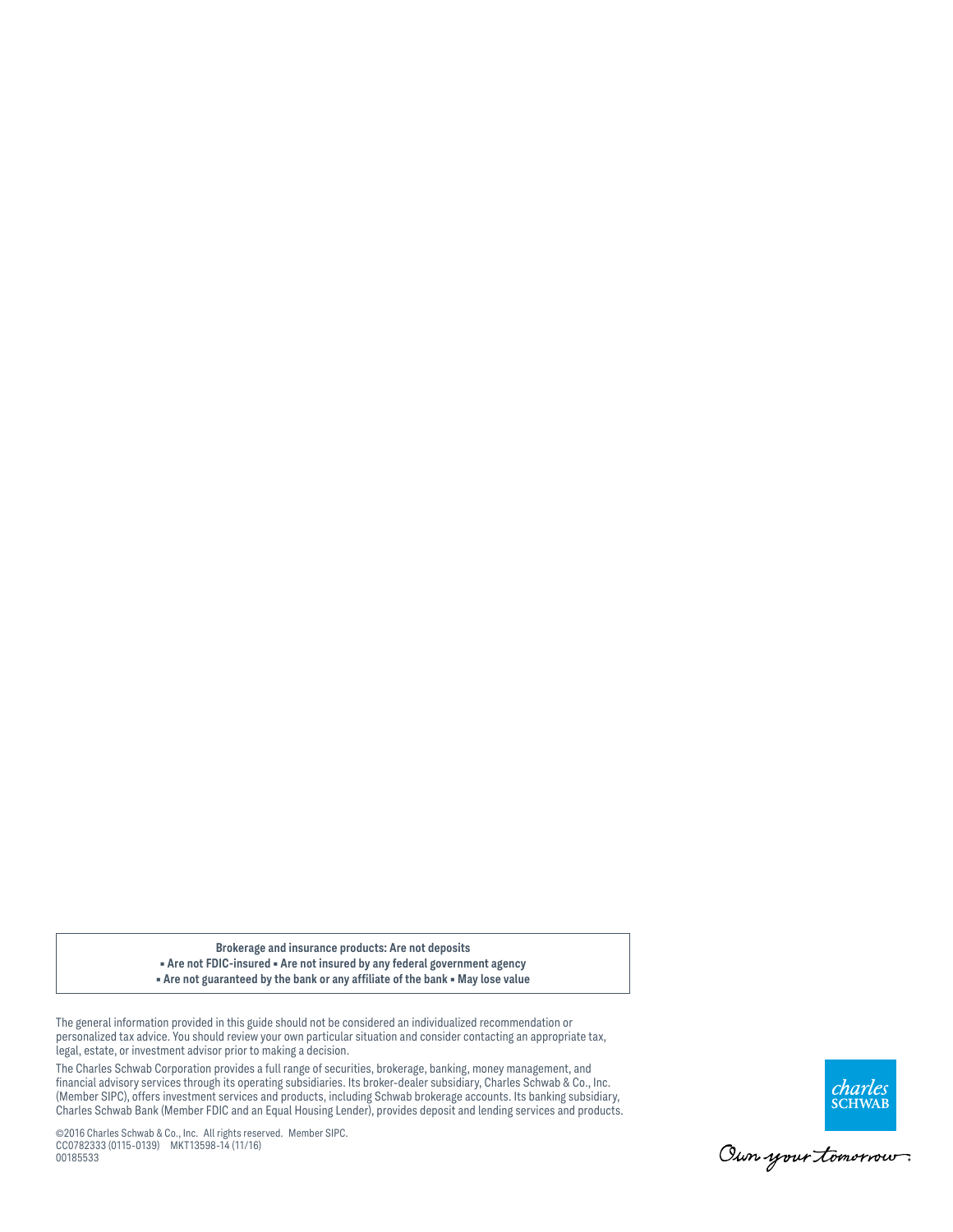**Brokerage and insurance products: Are not deposits**
**▪ Are not FDIC-insured ▪ Are not insured by any federal government agency**
**▪ Are not guaranteed by the bank or any affiliate of the bank ▪ May lose value**

The general information provided in this guide should not be considered an individualized recommendation or personalized tax advice. You should review your own particular situation and consider contacting an appropriate tax, legal, estate, or investment advisor prior to making a decision.

The Charles Schwab Corporation provides a full range of securities, brokerage, banking, money management, and financial advisory services through its operating subsidiaries. Its broker-dealer subsidiary, Charles Schwab & Co., Inc. (Member SIPC), offers investment services and products, including Schwab brokerage accounts. Its banking subsidiary, Charles Schwab Bank (Member FDIC and an Equal Housing Lender), provides deposit and lending services and products.

©2016 Charles Schwab & Co., Inc. All rights reserved. Member SIPC.
CC0782333 (0115-0139) MKT13598-14 (11/16)
00185533

charles SCHWAB

Own your tomorrow.